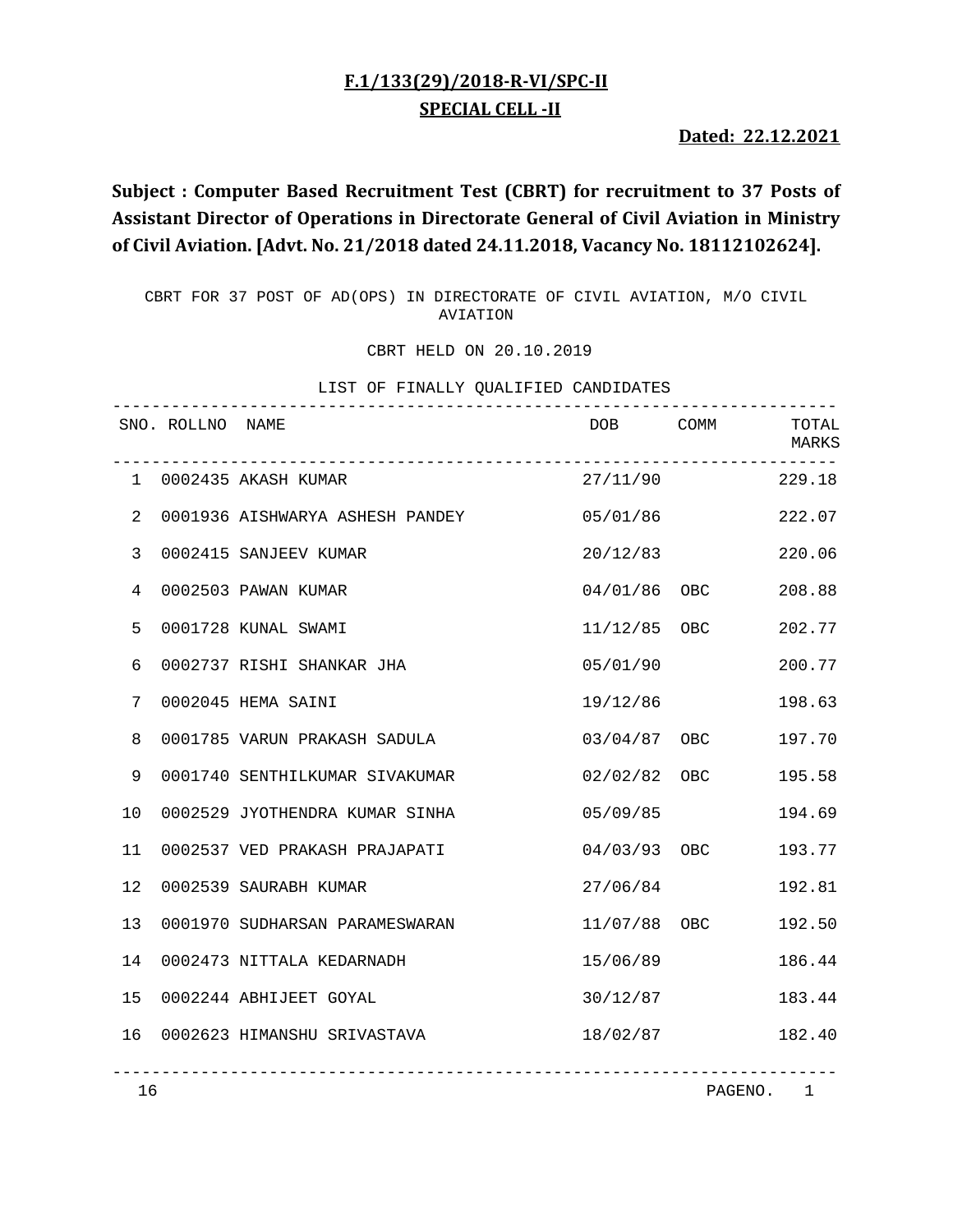**F.1/133(29)/2018-R-VI/SPC-II**

**SPECIAL CELL -II**

**Dated: 22.12.2021**

**Subject : Computer Based Recruitment Test (CBRT) for recruitment to 37 Posts of Assistant Director of Operations in Directorate General of Civil Aviation in Ministry of Civil Aviation. [Advt. No. 21/2018 dated 24.11.2018, Vacancy No. 18112102624].**

CBRT FOR 37 POST OF AD(OPS) IN DIRECTORATE OF CIVIL AVIATION, M/O CIVIL AVIATION

CBRT HELD ON 20.10.2019

LIST OF FINALLY QUALIFIED CANDIDATES

| SNO. | ROLLNO | NAME | DOB | COMM | TOTAL MARKS |
|---|---|---|---|---|---|
| 1 | 0002435 | AKASH KUMAR | 27/11/90 | | 229.18 |
| 2 | 0001936 | AISHWARYA ASHESH PANDEY | 05/01/86 | | 222.07 |
| 3 | 0002415 | SANJEEV KUMAR | 20/12/83 | | 220.06 |
| 4 | 0002503 | PAWAN KUMAR | 04/01/86 | OBC | 208.88 |
| 5 | 0001728 | KUNAL SWAMI | 11/12/85 | OBC | 202.77 |
| 6 | 0002737 | RISHI SHANKAR JHA | 05/01/90 | | 200.77 |
| 7 | 0002045 | HEMA SAINI | 19/12/86 | | 198.63 |
| 8 | 0001785 | VARUN PRAKASH SADULA | 03/04/87 | OBC | 197.70 |
| 9 | 0001740 | SENTHILKUMAR SIVAKUMAR | 02/02/82 | OBC | 195.58 |
| 10 | 0002529 | JYOTHENDRA KUMAR SINHA | 05/09/85 | | 194.69 |
| 11 | 0002537 | VED PRAKASH PRAJAPATI | 04/03/93 | OBC | 193.77 |
| 12 | 0002539 | SAURABH KUMAR | 27/06/84 | | 192.81 |
| 13 | 0001970 | SUDHARSAN PARAMESWARAN | 11/07/88 | OBC | 192.50 |
| 14 | 0002473 | NITTALA KEDARNADH | 15/06/89 | | 186.44 |
| 15 | 0002244 | ABHIJEET GOYAL | 30/12/87 | | 183.44 |
| 16 | 0002623 | HIMANSHU SRIVASTAVA | 18/02/87 | | 182.40 |

16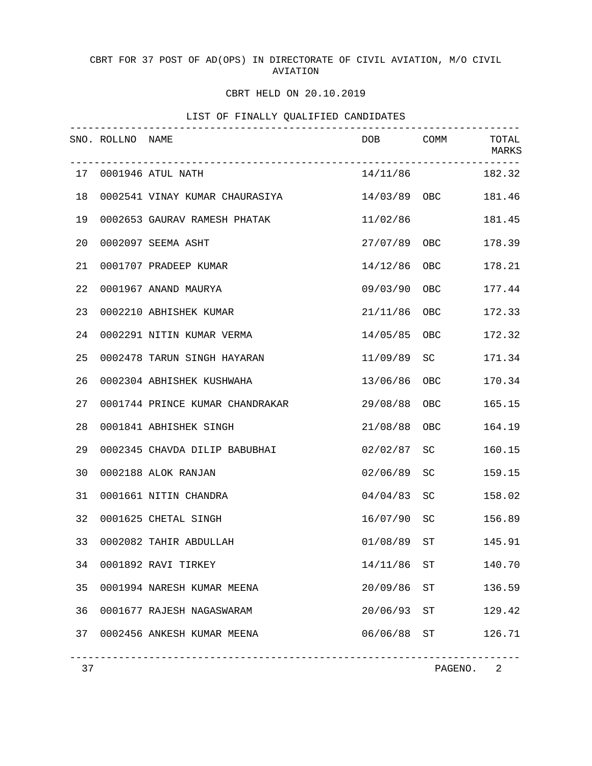CBRT FOR 37 POST OF AD(OPS) IN DIRECTORATE OF CIVIL AVIATION, M/O CIVIL AVIATION

CBRT HELD ON 20.10.2019

LIST OF FINALLY QUALIFIED CANDIDATES

| SNO. | ROLLNO | NAME | DOB | COMM | TOTAL MARKS |
|---|---|---|---|---|---|
| 17 | 0001946 | ATUL NATH | 14/11/86 | | 182.32 |
| 18 | 0002541 | VINAY KUMAR CHAURASIYA | 14/03/89 | OBC | 181.46 |
| 19 | 0002653 | GAURAV RAMESH PHATAK | 11/02/86 | | 181.45 |
| 20 | 0002097 | SEEMA ASHT | 27/07/89 | OBC | 178.39 |
| 21 | 0001707 | PRADEEP KUMAR | 14/12/86 | OBC | 178.21 |
| 22 | 0001967 | ANAND MAURYA | 09/03/90 | OBC | 177.44 |
| 23 | 0002210 | ABHISHEK KUMAR | 21/11/86 | OBC | 172.33 |
| 24 | 0002291 | NITIN KUMAR VERMA | 14/05/85 | OBC | 172.32 |
| 25 | 0002478 | TARUN SINGH HAYARAN | 11/09/89 | SC | 171.34 |
| 26 | 0002304 | ABHISHEK KUSHWAHA | 13/06/86 | OBC | 170.34 |
| 27 | 0001744 | PRINCE KUMAR CHANDRAKAR | 29/08/88 | OBC | 165.15 |
| 28 | 0001841 | ABHISHEK SINGH | 21/08/88 | OBC | 164.19 |
| 29 | 0002345 | CHAVDA DILIP BABUBHAI | 02/02/87 | SC | 160.15 |
| 30 | 0002188 | ALOK RANJAN | 02/06/89 | SC | 159.15 |
| 31 | 0001661 | NITIN CHANDRA | 04/04/83 | SC | 158.02 |
| 32 | 0001625 | CHETAL SINGH | 16/07/90 | SC | 156.89 |
| 33 | 0002082 | TAHIR ABDULLAH | 01/08/89 | ST | 145.91 |
| 34 | 0001892 | RAVI TIRKEY | 14/11/86 | ST | 140.70 |
| 35 | 0001994 | NARESH KUMAR MEENA | 20/09/86 | ST | 136.59 |
| 36 | 0001677 | RAJESH NAGASWARAM | 20/06/93 | ST | 129.42 |
| 37 | 0002456 | ANKESH KUMAR MEENA | 06/06/88 | ST | 126.71 |

37